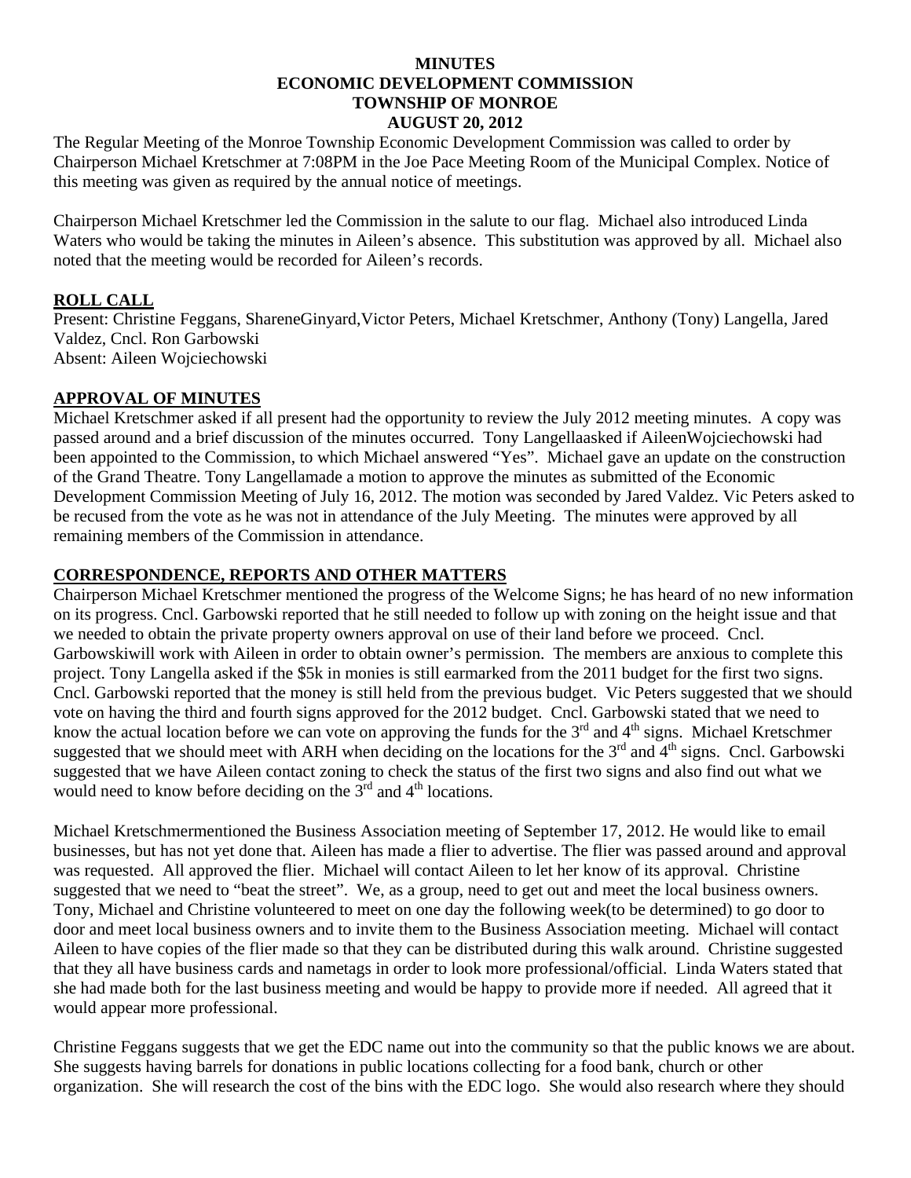**MINUTES**
**ECONOMIC DEVELOPMENT COMMISSION**
**TOWNSHIP OF MONROE**
**AUGUST 20, 2012**

The Regular Meeting of the Monroe Township Economic Development Commission was called to order by Chairperson Michael Kretschmer at 7:08PM in the Joe Pace Meeting Room of the Municipal Complex. Notice of this meeting was given as required by the annual notice of meetings.

Chairperson Michael Kretschmer led the Commission in the salute to our flag. Michael also introduced Linda Waters who would be taking the minutes in Aileen's absence. This substitution was approved by all. Michael also noted that the meeting would be recorded for Aileen's records.

## ROLL CALL

Present: Christine Feggans, ShareneGinyard,Victor Peters, Michael Kretschmer, Anthony (Tony) Langella, Jared Valdez, Cncl. Ron Garbowski
Absent: Aileen Wojciechowski

## APPROVAL OF MINUTES

Michael Kretschmer asked if all present had the opportunity to review the July 2012 meeting minutes. A copy was passed around and a brief discussion of the minutes occurred. Tony Langellaasked if AileenWojciechowski had been appointed to the Commission, to which Michael answered "Yes". Michael gave an update on the construction of the Grand Theatre. Tony Langellamade a motion to approve the minutes as submitted of the Economic Development Commission Meeting of July 16, 2012. The motion was seconded by Jared Valdez. Vic Peters asked to be recused from the vote as he was not in attendance of the July Meeting. The minutes were approved by all remaining members of the Commission in attendance.

## CORRESPONDENCE, REPORTS AND OTHER MATTERS

Chairperson Michael Kretschmer mentioned the progress of the Welcome Signs; he has heard of no new information on its progress. Cncl. Garbowski reported that he still needed to follow up with zoning on the height issue and that we needed to obtain the private property owners approval on use of their land before we proceed. Cncl. Garbowskiwill work with Aileen in order to obtain owner's permission. The members are anxious to complete this project. Tony Langella asked if the $5k in monies is still earmarked from the 2011 budget for the first two signs. Cncl. Garbowski reported that the money is still held from the previous budget. Vic Peters suggested that we should vote on having the third and fourth signs approved for the 2012 budget. Cncl. Garbowski stated that we need to know the actual location before we can vote on approving the funds for the 3rd and 4th signs. Michael Kretschmer suggested that we should meet with ARH when deciding on the locations for the 3rd and 4th signs. Cncl. Garbowski suggested that we have Aileen contact zoning to check the status of the first two signs and also find out what we would need to know before deciding on the 3rd and 4th locations.

Michael Kretschmermentioned the Business Association meeting of September 17, 2012. He would like to email businesses, but has not yet done that. Aileen has made a flier to advertise. The flier was passed around and approval was requested. All approved the flier. Michael will contact Aileen to let her know of its approval. Christine suggested that we need to "beat the street". We, as a group, need to get out and meet the local business owners. Tony, Michael and Christine volunteered to meet on one day the following week(to be determined) to go door to door and meet local business owners and to invite them to the Business Association meeting. Michael will contact Aileen to have copies of the flier made so that they can be distributed during this walk around. Christine suggested that they all have business cards and nametags in order to look more professional/official. Linda Waters stated that she had made both for the last business meeting and would be happy to provide more if needed. All agreed that it would appear more professional.

Christine Feggans suggests that we get the EDC name out into the community so that the public knows we are about. She suggests having barrels for donations in public locations collecting for a food bank, church or other organization. She will research the cost of the bins with the EDC logo. She would also research where they should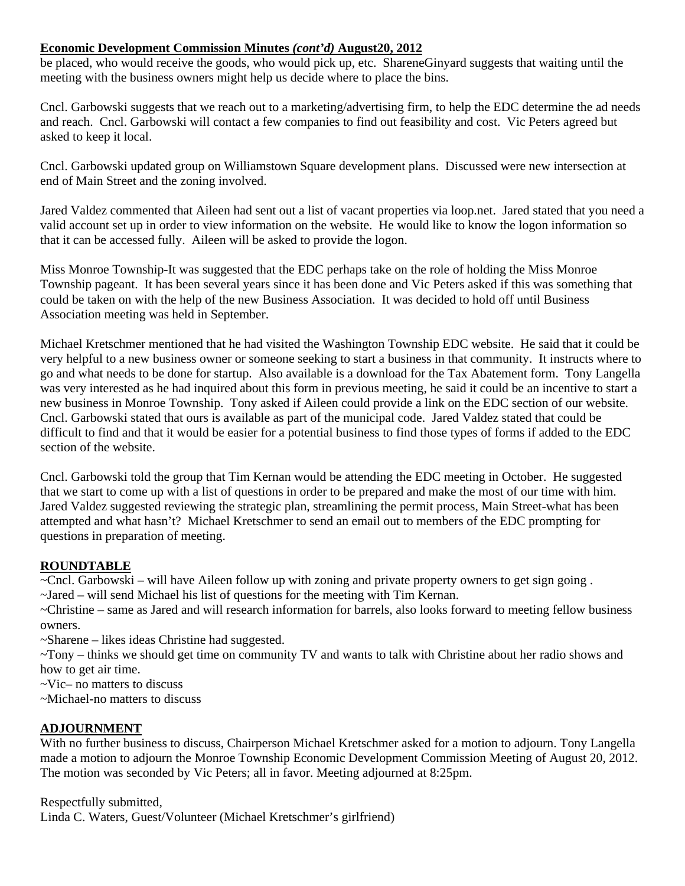**Economic Development Commission Minutes *(cont'd)* August20, 2012**

be placed, who would receive the goods, who would pick up, etc. ShareneGinyard suggests that waiting until the meeting with the business owners might help us decide where to place the bins.

Cncl. Garbowski suggests that we reach out to a marketing/advertising firm, to help the EDC determine the ad needs and reach. Cncl. Garbowski will contact a few companies to find out feasibility and cost. Vic Peters agreed but asked to keep it local.

Cncl. Garbowski updated group on Williamstown Square development plans. Discussed were new intersection at end of Main Street and the zoning involved.

Jared Valdez commented that Aileen had sent out a list of vacant properties via loop.net. Jared stated that you need a valid account set up in order to view information on the website. He would like to know the logon information so that it can be accessed fully. Aileen will be asked to provide the logon.

Miss Monroe Township-It was suggested that the EDC perhaps take on the role of holding the Miss Monroe Township pageant. It has been several years since it has been done and Vic Peters asked if this was something that could be taken on with the help of the new Business Association. It was decided to hold off until Business Association meeting was held in September.

Michael Kretschmer mentioned that he had visited the Washington Township EDC website. He said that it could be very helpful to a new business owner or someone seeking to start a business in that community. It instructs where to go and what needs to be done for startup. Also available is a download for the Tax Abatement form. Tony Langella was very interested as he had inquired about this form in previous meeting, he said it could be an incentive to start a new business in Monroe Township. Tony asked if Aileen could provide a link on the EDC section of our website. Cncl. Garbowski stated that ours is available as part of the municipal code. Jared Valdez stated that could be difficult to find and that it would be easier for a potential business to find those types of forms if added to the EDC section of the website.

Cncl. Garbowski told the group that Tim Kernan would be attending the EDC meeting in October. He suggested that we start to come up with a list of questions in order to be prepared and make the most of our time with him. Jared Valdez suggested reviewing the strategic plan, streamlining the permit process, Main Street-what has been attempted and what hasn't? Michael Kretschmer to send an email out to members of the EDC prompting for questions in preparation of meeting.

**ROUNDTABLE**

~Cncl. Garbowski – will have Aileen follow up with zoning and private property owners to get sign going .
~Jared – will send Michael his list of questions for the meeting with Tim Kernan.
~Christine – same as Jared and will research information for barrels, also looks forward to meeting fellow business owners.
~Sharene – likes ideas Christine had suggested.
~Tony – thinks we should get time on community TV and wants to talk with Christine about her radio shows and how to get air time.
~Vic– no matters to discuss
~Michael-no matters to discuss

**ADJOURNMENT**

With no further business to discuss, Chairperson Michael Kretschmer asked for a motion to adjourn. Tony Langella made a motion to adjourn the Monroe Township Economic Development Commission Meeting of August 20, 2012. The motion was seconded by Vic Peters; all in favor. Meeting adjourned at 8:25pm.

Respectfully submitted,
Linda C. Waters, Guest/Volunteer (Michael Kretschmer's girlfriend)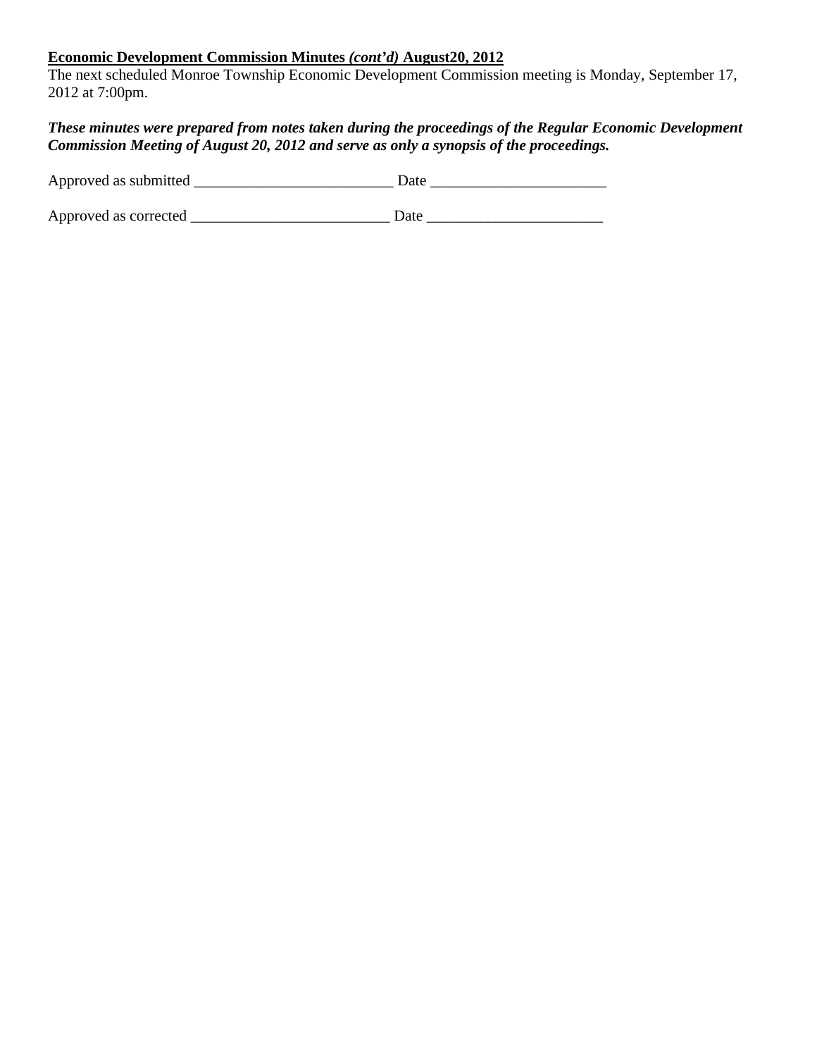**Economic Development Commission Minutes *(cont'd)* August20, 2012**

The next scheduled Monroe Township Economic Development Commission meeting is Monday, September 17, 2012 at 7:00pm.

***These minutes were prepared from notes taken during the proceedings of the Regular Economic Development Commission Meeting of August 20, 2012 and serve as only a synopsis of the proceedings.***

Approved as submitted __________________________ Date _______________________

Approved as corrected __________________________ Date _______________________